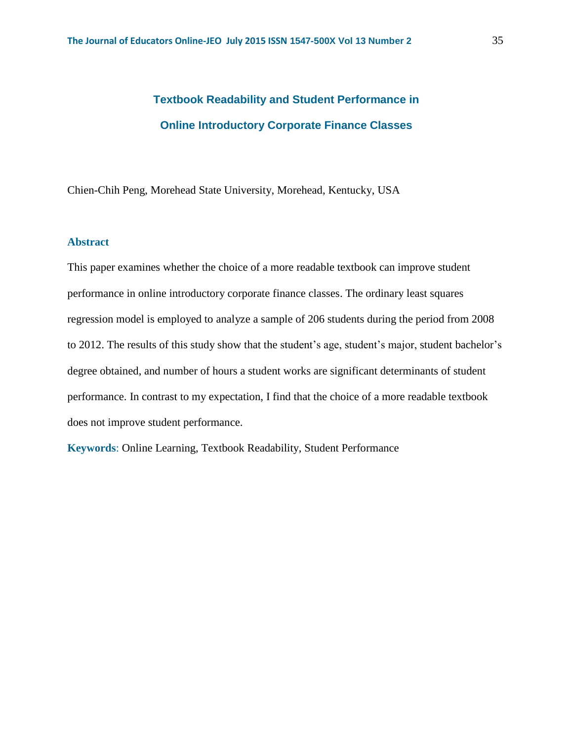# Textbook Readability and Student Performance in Online Introductory Corporate Finance Classes

Chien-Chih Peng, Morehead State University, Morehead, Kentucky, USA

## Abstract

This paper examines whether the choice of a more readable textbook can improve student performance in online introductory corporate finance classes. The ordinary least squares regression model is employed to analyze a sample of 206 students during the period from 2008 to 2012. The results of this study show that the student's age, student's major, student bachelor's degree obtained, and number of hours a student works are significant determinants of student performance. In contrast to my expectation, I find that the choice of a more readable textbook does not improve student performance.

**Keywords**: Online Learning, Textbook Readability, Student Performance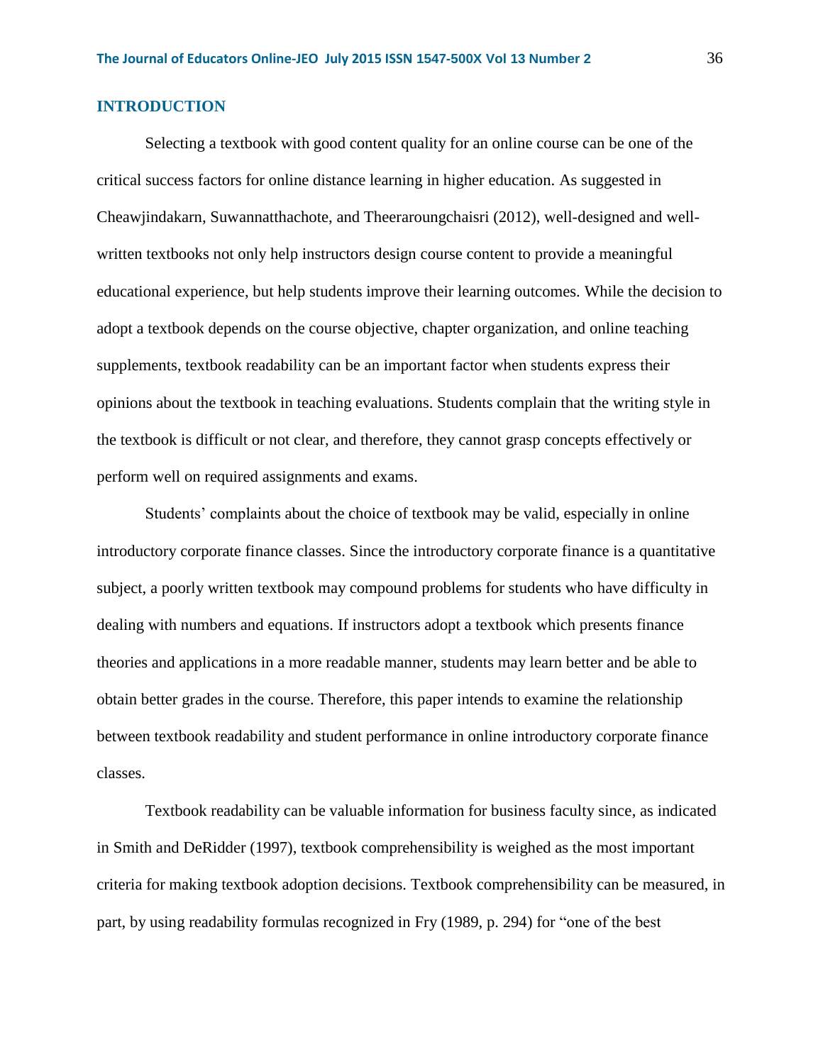## INTRODUCTION

Selecting a textbook with good content quality for an online course can be one of the critical success factors for online distance learning in higher education. As suggested in Cheawjindakarn, Suwannatthachote, and Theeraroungchaisri (2012), well-designed and well-written textbooks not only help instructors design course content to provide a meaningful educational experience, but help students improve their learning outcomes. While the decision to adopt a textbook depends on the course objective, chapter organization, and online teaching supplements, textbook readability can be an important factor when students express their opinions about the textbook in teaching evaluations. Students complain that the writing style in the textbook is difficult or not clear, and therefore, they cannot grasp concepts effectively or perform well on required assignments and exams.

Students' complaints about the choice of textbook may be valid, especially in online introductory corporate finance classes. Since the introductory corporate finance is a quantitative subject, a poorly written textbook may compound problems for students who have difficulty in dealing with numbers and equations. If instructors adopt a textbook which presents finance theories and applications in a more readable manner, students may learn better and be able to obtain better grades in the course. Therefore, this paper intends to examine the relationship between textbook readability and student performance in online introductory corporate finance classes.

Textbook readability can be valuable information for business faculty since, as indicated in Smith and DeRidder (1997), textbook comprehensibility is weighed as the most important criteria for making textbook adoption decisions. Textbook comprehensibility can be measured, in part, by using readability formulas recognized in Fry (1989, p. 294) for "one of the best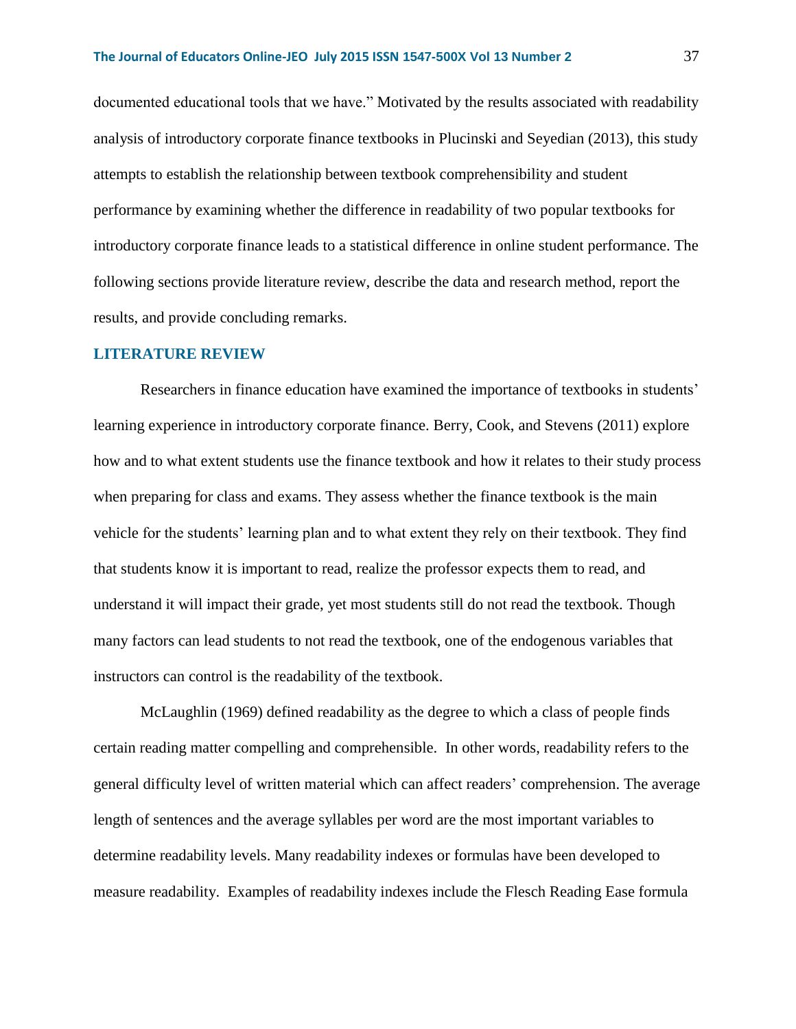documented educational tools that we have." Motivated by the results associated with readability analysis of introductory corporate finance textbooks in Plucinski and Seyedian (2013), this study attempts to establish the relationship between textbook comprehensibility and student performance by examining whether the difference in readability of two popular textbooks for introductory corporate finance leads to a statistical difference in online student performance. The following sections provide literature review, describe the data and research method, report the results, and provide concluding remarks.

## LITERATURE REVIEW

Researchers in finance education have examined the importance of textbooks in students' learning experience in introductory corporate finance. Berry, Cook, and Stevens (2011) explore how and to what extent students use the finance textbook and how it relates to their study process when preparing for class and exams. They assess whether the finance textbook is the main vehicle for the students' learning plan and to what extent they rely on their textbook. They find that students know it is important to read, realize the professor expects them to read, and understand it will impact their grade, yet most students still do not read the textbook. Though many factors can lead students to not read the textbook, one of the endogenous variables that instructors can control is the readability of the textbook.

McLaughlin (1969) defined readability as the degree to which a class of people finds certain reading matter compelling and comprehensible. In other words, readability refers to the general difficulty level of written material which can affect readers' comprehension. The average length of sentences and the average syllables per word are the most important variables to determine readability levels. Many readability indexes or formulas have been developed to measure readability. Examples of readability indexes include the Flesch Reading Ease formula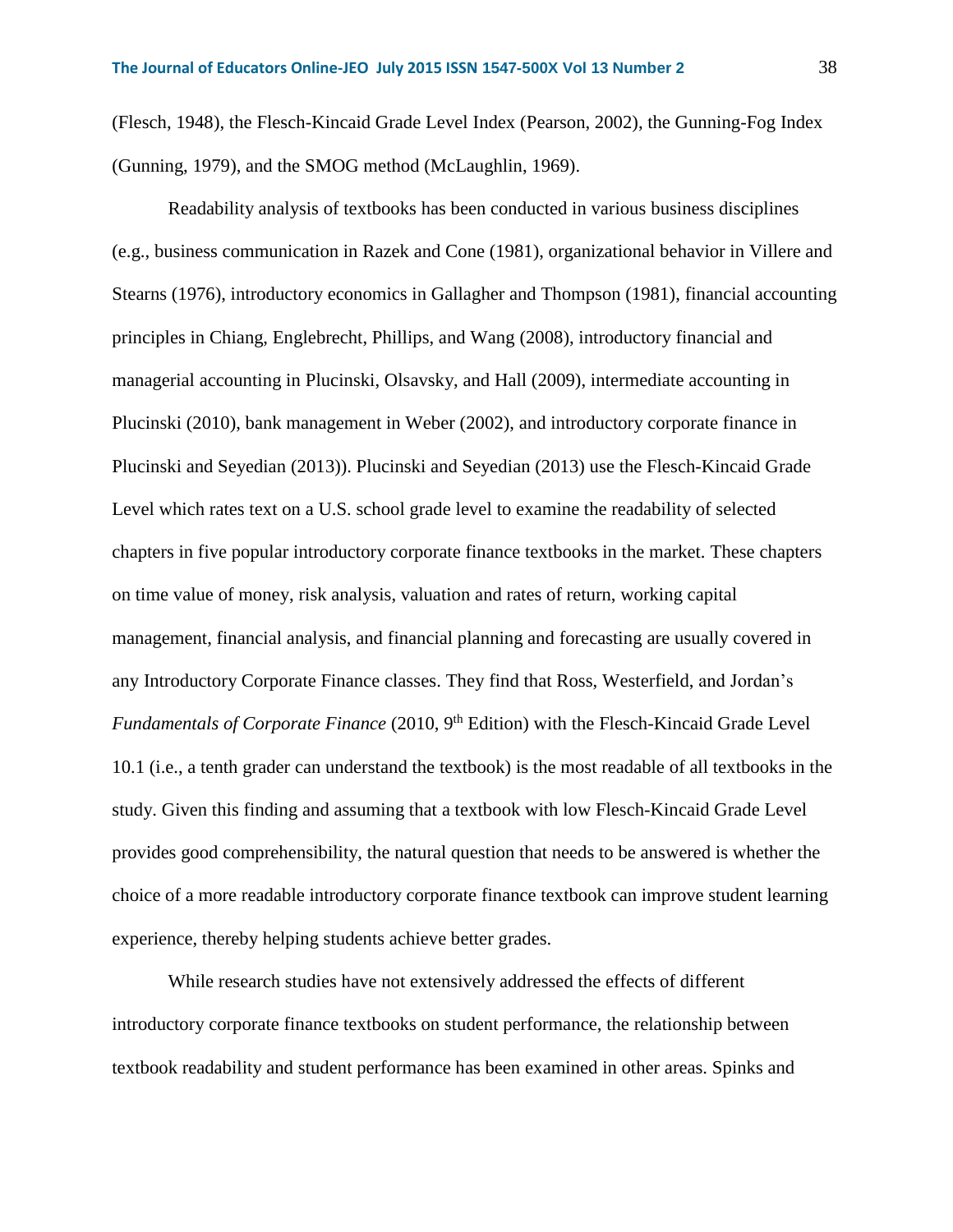(Flesch, 1948), the Flesch-Kincaid Grade Level Index (Pearson, 2002), the Gunning-Fog Index (Gunning, 1979), and the SMOG method (McLaughlin, 1969).

Readability analysis of textbooks has been conducted in various business disciplines (e.g., business communication in Razek and Cone (1981), organizational behavior in Villere and Stearns (1976), introductory economics in Gallagher and Thompson (1981), financial accounting principles in Chiang, Englebrecht, Phillips, and Wang (2008), introductory financial and managerial accounting in Plucinski, Olsavsky, and Hall (2009), intermediate accounting in Plucinski (2010), bank management in Weber (2002), and introductory corporate finance in Plucinski and Seyedian (2013)). Plucinski and Seyedian (2013) use the Flesch-Kincaid Grade Level which rates text on a U.S. school grade level to examine the readability of selected chapters in five popular introductory corporate finance textbooks in the market. These chapters on time value of money, risk analysis, valuation and rates of return, working capital management, financial analysis, and financial planning and forecasting are usually covered in any Introductory Corporate Finance classes. They find that Ross, Westerfield, and Jordan's *Fundamentals of Corporate Finance* (2010, 9th Edition) with the Flesch-Kincaid Grade Level 10.1 (i.e., a tenth grader can understand the textbook) is the most readable of all textbooks in the study. Given this finding and assuming that a textbook with low Flesch-Kincaid Grade Level provides good comprehensibility, the natural question that needs to be answered is whether the choice of a more readable introductory corporate finance textbook can improve student learning experience, thereby helping students achieve better grades.

While research studies have not extensively addressed the effects of different introductory corporate finance textbooks on student performance, the relationship between textbook readability and student performance has been examined in other areas. Spinks and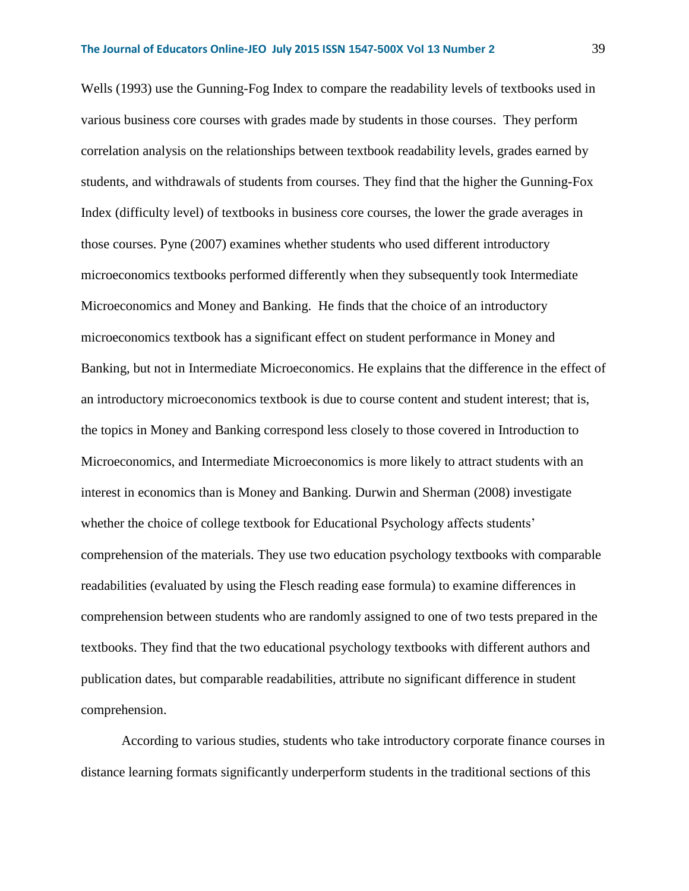Wells (1993) use the Gunning-Fog Index to compare the readability levels of textbooks used in various business core courses with grades made by students in those courses. They perform correlation analysis on the relationships between textbook readability levels, grades earned by students, and withdrawals of students from courses. They find that the higher the Gunning-Fox Index (difficulty level) of textbooks in business core courses, the lower the grade averages in those courses. Pyne (2007) examines whether students who used different introductory microeconomics textbooks performed differently when they subsequently took Intermediate Microeconomics and Money and Banking. He finds that the choice of an introductory microeconomics textbook has a significant effect on student performance in Money and Banking, but not in Intermediate Microeconomics. He explains that the difference in the effect of an introductory microeconomics textbook is due to course content and student interest; that is, the topics in Money and Banking correspond less closely to those covered in Introduction to Microeconomics, and Intermediate Microeconomics is more likely to attract students with an interest in economics than is Money and Banking. Durwin and Sherman (2008) investigate whether the choice of college textbook for Educational Psychology affects students' comprehension of the materials. They use two education psychology textbooks with comparable readabilities (evaluated by using the Flesch reading ease formula) to examine differences in comprehension between students who are randomly assigned to one of two tests prepared in the textbooks. They find that the two educational psychology textbooks with different authors and publication dates, but comparable readabilities, attribute no significant difference in student comprehension.

According to various studies, students who take introductory corporate finance courses in distance learning formats significantly underperform students in the traditional sections of this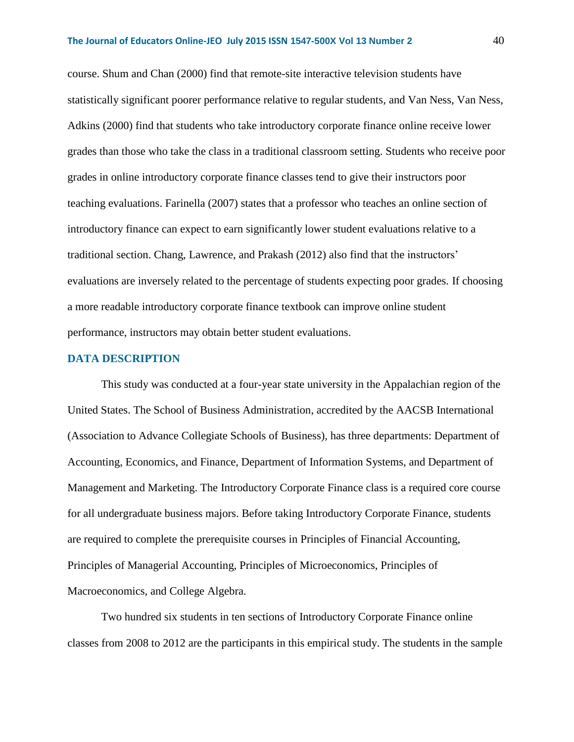course. Shum and Chan (2000) find that remote-site interactive television students have statistically significant poorer performance relative to regular students, and Van Ness, Van Ness, Adkins (2000) find that students who take introductory corporate finance online receive lower grades than those who take the class in a traditional classroom setting. Students who receive poor grades in online introductory corporate finance classes tend to give their instructors poor teaching evaluations. Farinella (2007) states that a professor who teaches an online section of introductory finance can expect to earn significantly lower student evaluations relative to a traditional section. Chang, Lawrence, and Prakash (2012) also find that the instructors' evaluations are inversely related to the percentage of students expecting poor grades. If choosing a more readable introductory corporate finance textbook can improve online student performance, instructors may obtain better student evaluations.

## DATA DESCRIPTION

This study was conducted at a four-year state university in the Appalachian region of the United States. The School of Business Administration, accredited by the AACSB International (Association to Advance Collegiate Schools of Business), has three departments: Department of Accounting, Economics, and Finance, Department of Information Systems, and Department of Management and Marketing. The Introductory Corporate Finance class is a required core course for all undergraduate business majors. Before taking Introductory Corporate Finance, students are required to complete the prerequisite courses in Principles of Financial Accounting, Principles of Managerial Accounting, Principles of Microeconomics, Principles of Macroeconomics, and College Algebra.

Two hundred six students in ten sections of Introductory Corporate Finance online classes from 2008 to 2012 are the participants in this empirical study. The students in the sample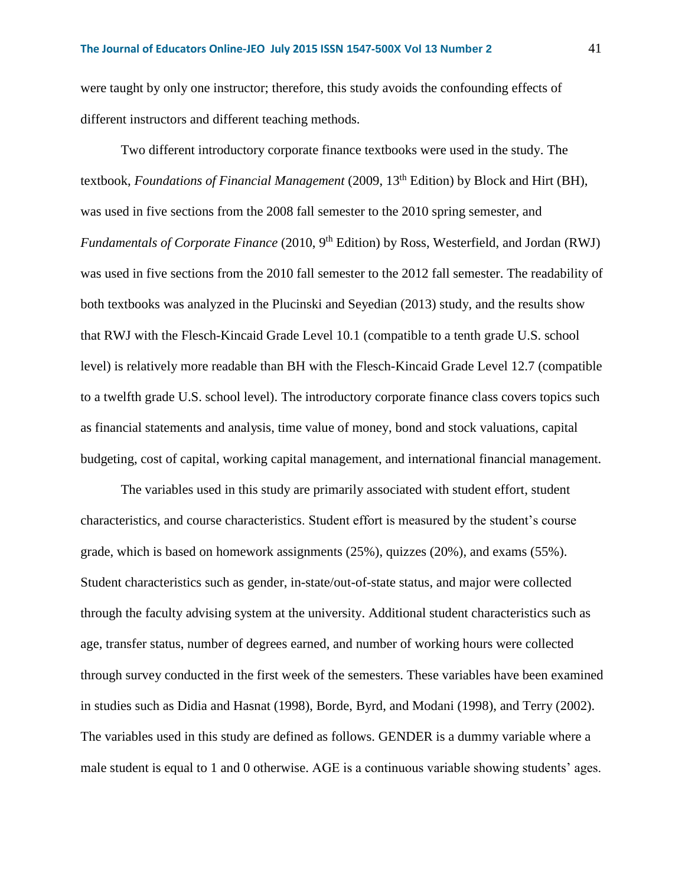were taught by only one instructor; therefore, this study avoids the confounding effects of different instructors and different teaching methods.

Two different introductory corporate finance textbooks were used in the study. The textbook, *Foundations of Financial Management* (2009, 13th Edition) by Block and Hirt (BH), was used in five sections from the 2008 fall semester to the 2010 spring semester, and *Fundamentals of Corporate Finance* (2010, 9th Edition) by Ross, Westerfield, and Jordan (RWJ) was used in five sections from the 2010 fall semester to the 2012 fall semester. The readability of both textbooks was analyzed in the Plucinski and Seyedian (2013) study, and the results show that RWJ with the Flesch-Kincaid Grade Level 10.1 (compatible to a tenth grade U.S. school level) is relatively more readable than BH with the Flesch-Kincaid Grade Level 12.7 (compatible to a twelfth grade U.S. school level). The introductory corporate finance class covers topics such as financial statements and analysis, time value of money, bond and stock valuations, capital budgeting, cost of capital, working capital management, and international financial management.

The variables used in this study are primarily associated with student effort, student characteristics, and course characteristics. Student effort is measured by the student's course grade, which is based on homework assignments (25%), quizzes (20%), and exams (55%). Student characteristics such as gender, in-state/out-of-state status, and major were collected through the faculty advising system at the university. Additional student characteristics such as age, transfer status, number of degrees earned, and number of working hours were collected through survey conducted in the first week of the semesters. These variables have been examined in studies such as Didia and Hasnat (1998), Borde, Byrd, and Modani (1998), and Terry (2002). The variables used in this study are defined as follows. GENDER is a dummy variable where a male student is equal to 1 and 0 otherwise. AGE is a continuous variable showing students' ages.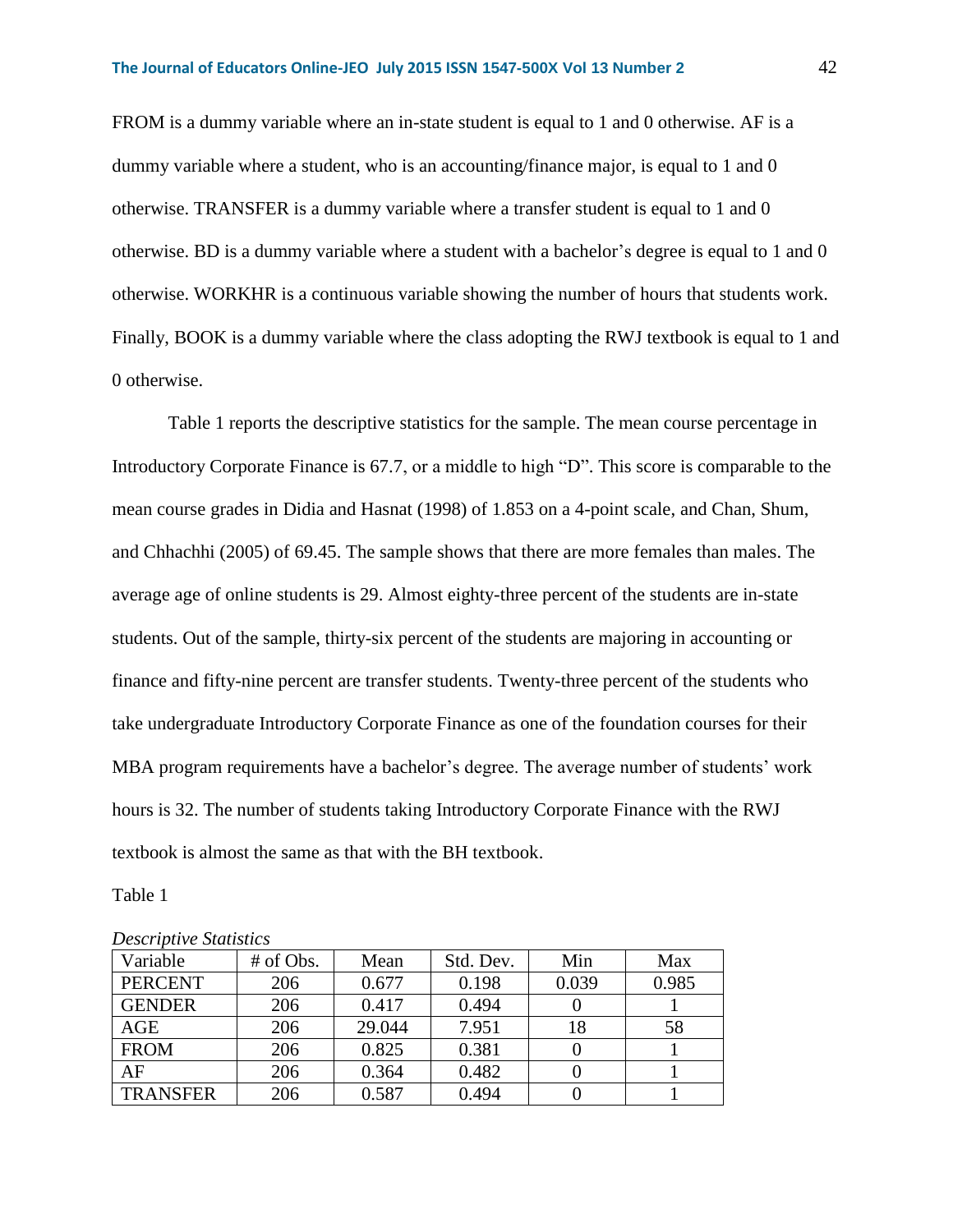FROM is a dummy variable where an in-state student is equal to 1 and 0 otherwise. AF is a dummy variable where a student, who is an accounting/finance major, is equal to 1 and 0 otherwise. TRANSFER is a dummy variable where a transfer student is equal to 1 and 0 otherwise. BD is a dummy variable where a student with a bachelor's degree is equal to 1 and 0 otherwise. WORKHR is a continuous variable showing the number of hours that students work. Finally, BOOK is a dummy variable where the class adopting the RWJ textbook is equal to 1 and 0 otherwise.

Table 1 reports the descriptive statistics for the sample. The mean course percentage in Introductory Corporate Finance is 67.7, or a middle to high "D". This score is comparable to the mean course grades in Didia and Hasnat (1998) of 1.853 on a 4-point scale, and Chan, Shum, and Chhachhi (2005) of 69.45. The sample shows that there are more females than males. The average age of online students is 29. Almost eighty-three percent of the students are in-state students. Out of the sample, thirty-six percent of the students are majoring in accounting or finance and fifty-nine percent are transfer students. Twenty-three percent of the students who take undergraduate Introductory Corporate Finance as one of the foundation courses for their MBA program requirements have a bachelor's degree. The average number of students' work hours is 32. The number of students taking Introductory Corporate Finance with the RWJ textbook is almost the same as that with the BH textbook.

Table 1

*Descriptive Statistics*

| Variable | # of Obs. | Mean | Std. Dev. | Min | Max |
|---|---|---|---|---|---|
| PERCENT | 206 | 0.677 | 0.198 | 0.039 | 0.985 |
| GENDER | 206 | 0.417 | 0.494 | 0 | 1 |
| AGE | 206 | 29.044 | 7.951 | 18 | 58 |
| FROM | 206 | 0.825 | 0.381 | 0 | 1 |
| AF | 206 | 0.364 | 0.482 | 0 | 1 |
| TRANSFER | 206 | 0.587 | 0.494 | 0 | 1 |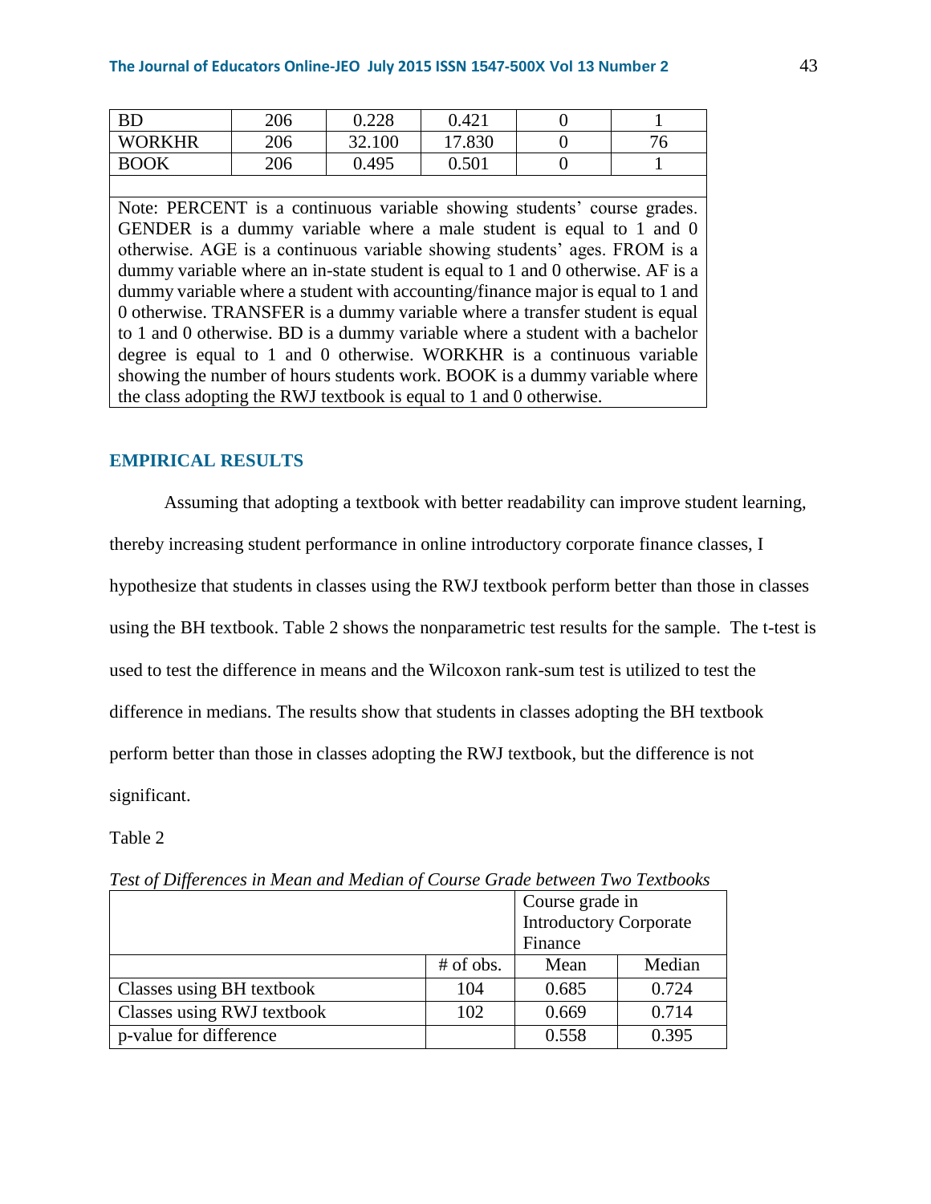| | | | | | |
|---|---|---|---|---|---|
| BD | 206 | 0.228 | 0.421 | 0 | 1 |
| WORKHR | 206 | 32.100 | 17.830 | 0 | 76 |
| BOOK | 206 | 0.495 | 0.501 | 0 | 1 |

Note: PERCENT is a continuous variable showing students' course grades. GENDER is a dummy variable where a male student is equal to 1 and 0 otherwise. AGE is a continuous variable showing students' ages. FROM is a dummy variable where an in-state student is equal to 1 and 0 otherwise. AF is a dummy variable where a student with accounting/finance major is equal to 1 and 0 otherwise. TRANSFER is a dummy variable where a transfer student is equal to 1 and 0 otherwise. BD is a dummy variable where a student with a bachelor degree is equal to 1 and 0 otherwise. WORKHR is a continuous variable showing the number of hours students work. BOOK is a dummy variable where the class adopting the RWJ textbook is equal to 1 and 0 otherwise.

## EMPIRICAL RESULTS

Assuming that adopting a textbook with better readability can improve student learning, thereby increasing student performance in online introductory corporate finance classes, I hypothesize that students in classes using the RWJ textbook perform better than those in classes using the BH textbook. Table 2 shows the nonparametric test results for the sample. The t-test is used to test the difference in means and the Wilcoxon rank-sum test is utilized to test the difference in medians. The results show that students in classes adopting the BH textbook perform better than those in classes adopting the RWJ textbook, but the difference is not significant.

Table 2

*Test of Differences in Mean and Median of Course Grade between Two Textbooks*

| | | Course grade in Introductory Corporate Finance | |
|---|---|---|---|
| | # of obs. | Mean | Median |
| Classes using BH textbook | 104 | 0.685 | 0.724 |
| Classes using RWJ textbook | 102 | 0.669 | 0.714 |
| p-value for difference | | 0.558 | 0.395 |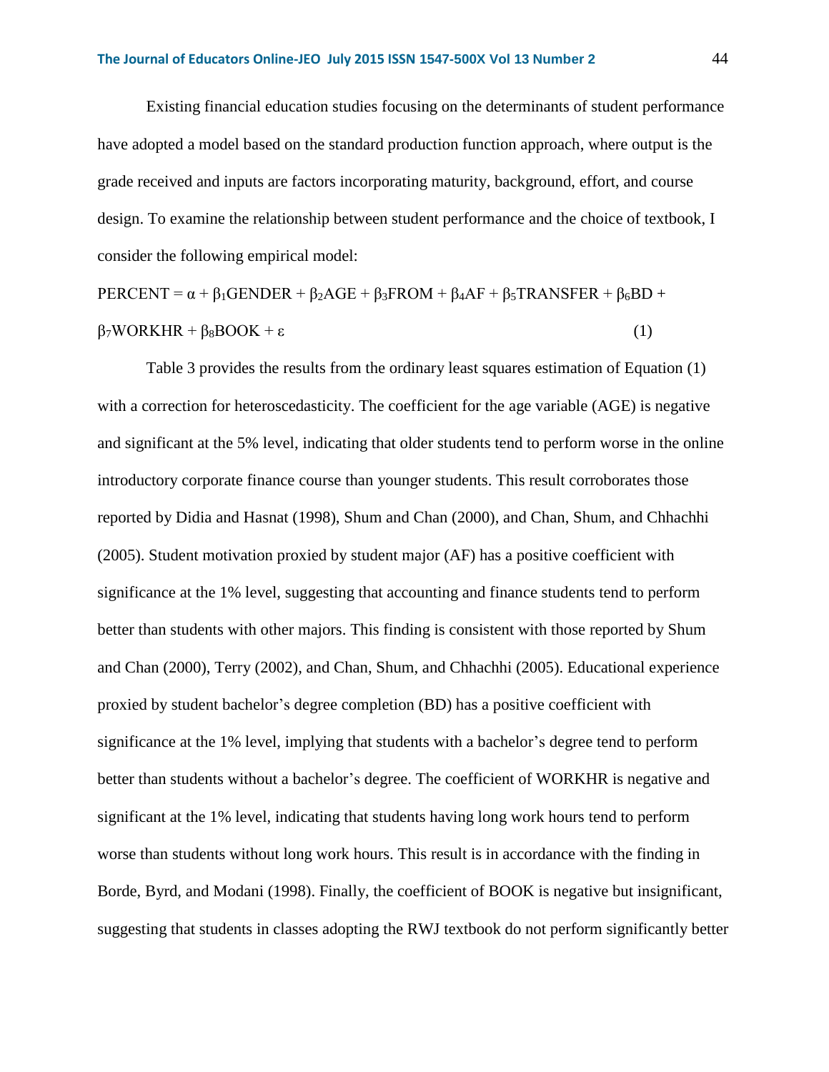Existing financial education studies focusing on the determinants of student performance have adopted a model based on the standard production function approach, where output is the grade received and inputs are factors incorporating maturity, background, effort, and course design. To examine the relationship between student performance and the choice of textbook, I consider the following empirical model:

$$\text{PERCENT} = \alpha + \beta_1\text{GENDER} + \beta_2\text{AGE} + \beta_3\text{FROM} + \beta_4\text{AF} + \beta_5\text{TRANSFER} + \beta_6\text{BD} + \beta_7\text{WORKHR} + \beta_8\text{BOOK} + \varepsilon \quad (1)$$

Table 3 provides the results from the ordinary least squares estimation of Equation (1) with a correction for heteroscedasticity. The coefficient for the age variable (AGE) is negative and significant at the 5% level, indicating that older students tend to perform worse in the online introductory corporate finance course than younger students. This result corroborates those reported by Didia and Hasnat (1998), Shum and Chan (2000), and Chan, Shum, and Chhachhi (2005). Student motivation proxied by student major (AF) has a positive coefficient with significance at the 1% level, suggesting that accounting and finance students tend to perform better than students with other majors. This finding is consistent with those reported by Shum and Chan (2000), Terry (2002), and Chan, Shum, and Chhachhi (2005). Educational experience proxied by student bachelor's degree completion (BD) has a positive coefficient with significance at the 1% level, implying that students with a bachelor's degree tend to perform better than students without a bachelor's degree. The coefficient of WORKHR is negative and significant at the 1% level, indicating that students having long work hours tend to perform worse than students without long work hours. This result is in accordance with the finding in Borde, Byrd, and Modani (1998). Finally, the coefficient of BOOK is negative but insignificant, suggesting that students in classes adopting the RWJ textbook do not perform significantly better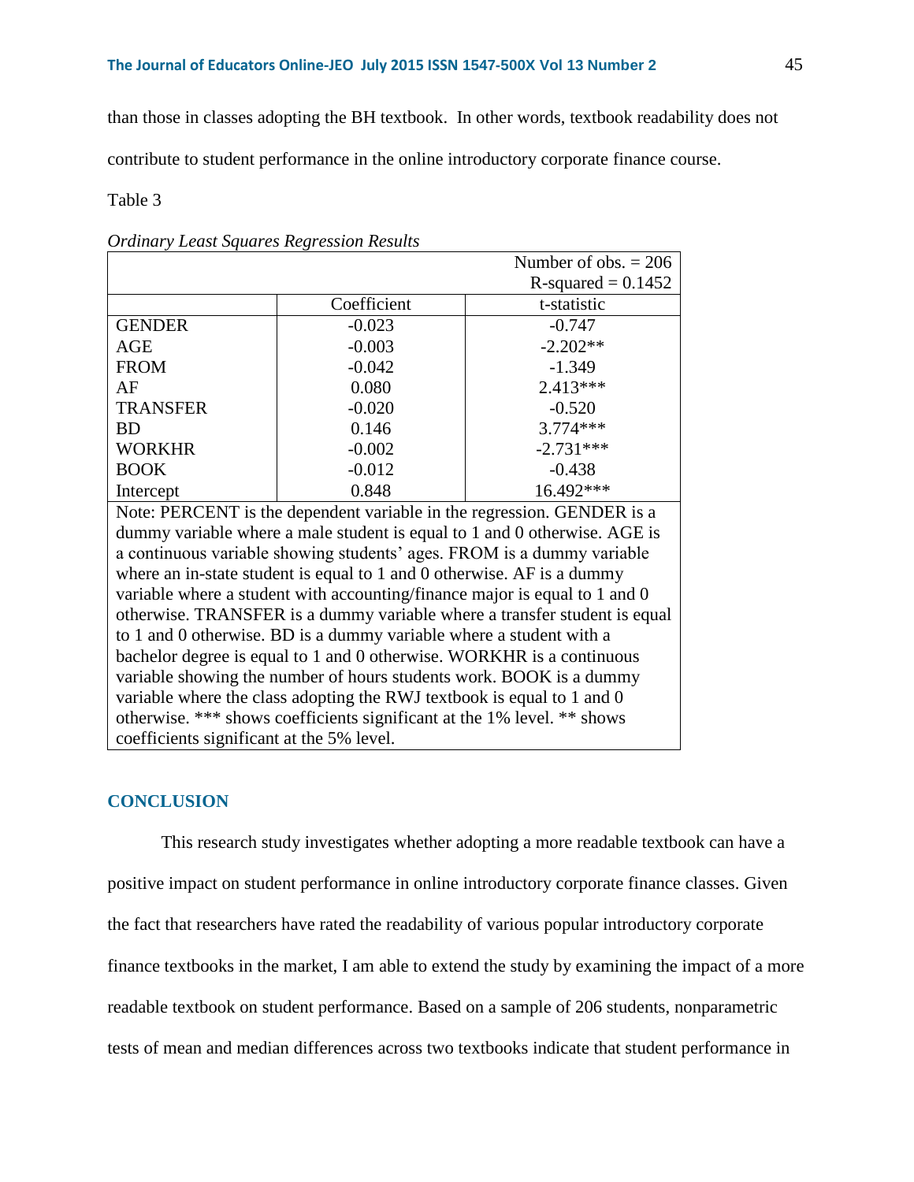than those in classes adopting the BH textbook. In other words, textbook readability does not contribute to student performance in the online introductory corporate finance course.

Table 3

*Ordinary Least Squares Regression Results*

| | | Number of obs. = 206<br>R-squared = 0.1452 |
|---|---|---|
| | Coefficient | t-statistic |
| GENDER | -0.023 | -0.747 |
| AGE | -0.003 | -2.202** |
| FROM | -0.042 | -1.349 |
| AF | 0.080 | 2.413*** |
| TRANSFER | -0.020 | -0.520 |
| BD | 0.146 | 3.774*** |
| WORKHR | -0.002 | -2.731*** |
| BOOK | -0.012 | -0.438 |
| Intercept | 0.848 | 16.492*** |

Note: PERCENT is the dependent variable in the regression. GENDER is a dummy variable where a male student is equal to 1 and 0 otherwise. AGE is a continuous variable showing students' ages. FROM is a dummy variable where an in-state student is equal to 1 and 0 otherwise. AF is a dummy variable where a student with accounting/finance major is equal to 1 and 0 otherwise. TRANSFER is a dummy variable where a transfer student is equal to 1 and 0 otherwise. BD is a dummy variable where a student with a bachelor degree is equal to 1 and 0 otherwise. WORKHR is a continuous variable showing the number of hours students work. BOOK is a dummy variable where the class adopting the RWJ textbook is equal to 1 and 0 otherwise. *** shows coefficients significant at the 1% level. ** shows coefficients significant at the 5% level.

## CONCLUSION

This research study investigates whether adopting a more readable textbook can have a positive impact on student performance in online introductory corporate finance classes. Given the fact that researchers have rated the readability of various popular introductory corporate finance textbooks in the market, I am able to extend the study by examining the impact of a more readable textbook on student performance. Based on a sample of 206 students, nonparametric tests of mean and median differences across two textbooks indicate that student performance in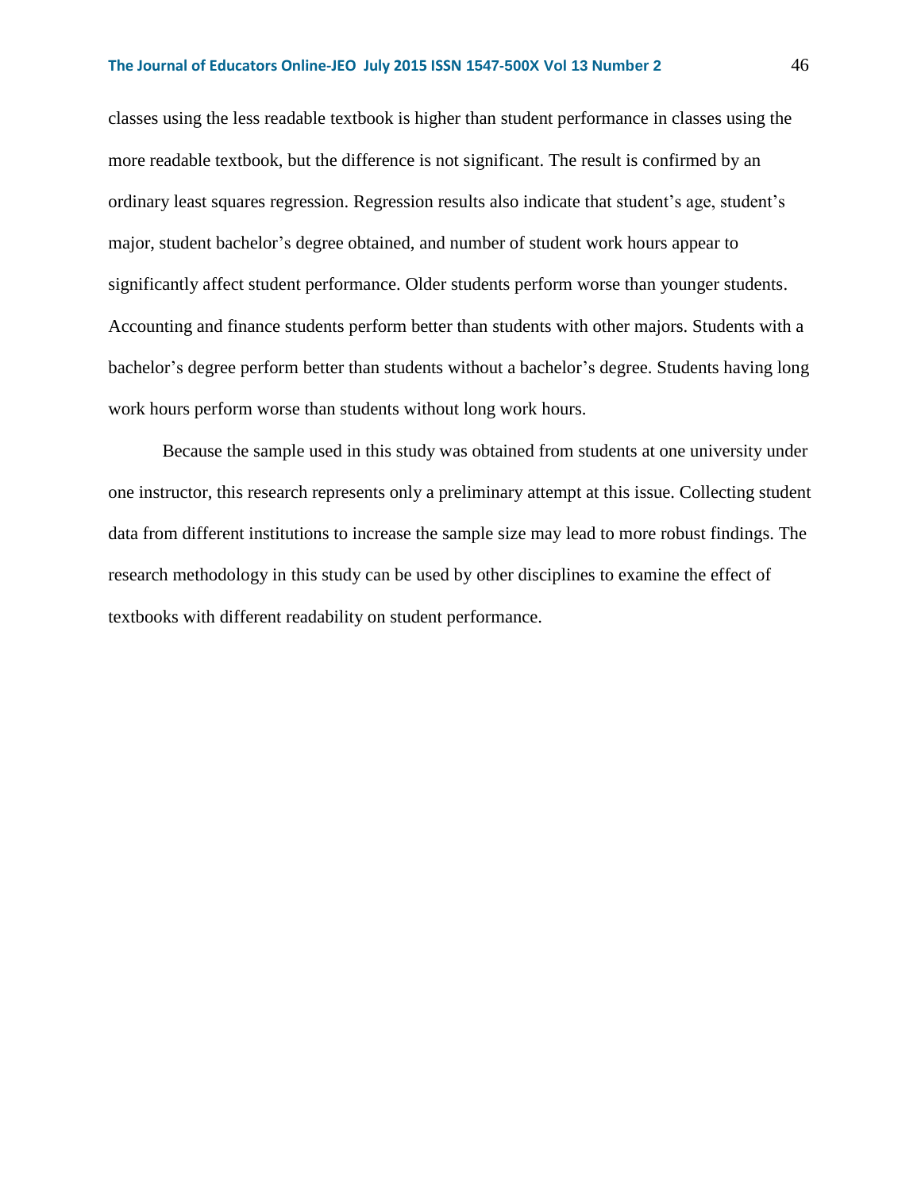classes using the less readable textbook is higher than student performance in classes using the more readable textbook, but the difference is not significant. The result is confirmed by an ordinary least squares regression. Regression results also indicate that student's age, student's major, student bachelor's degree obtained, and number of student work hours appear to significantly affect student performance. Older students perform worse than younger students. Accounting and finance students perform better than students with other majors. Students with a bachelor's degree perform better than students without a bachelor's degree. Students having long work hours perform worse than students without long work hours.

Because the sample used in this study was obtained from students at one university under one instructor, this research represents only a preliminary attempt at this issue. Collecting student data from different institutions to increase the sample size may lead to more robust findings. The research methodology in this study can be used by other disciplines to examine the effect of textbooks with different readability on student performance.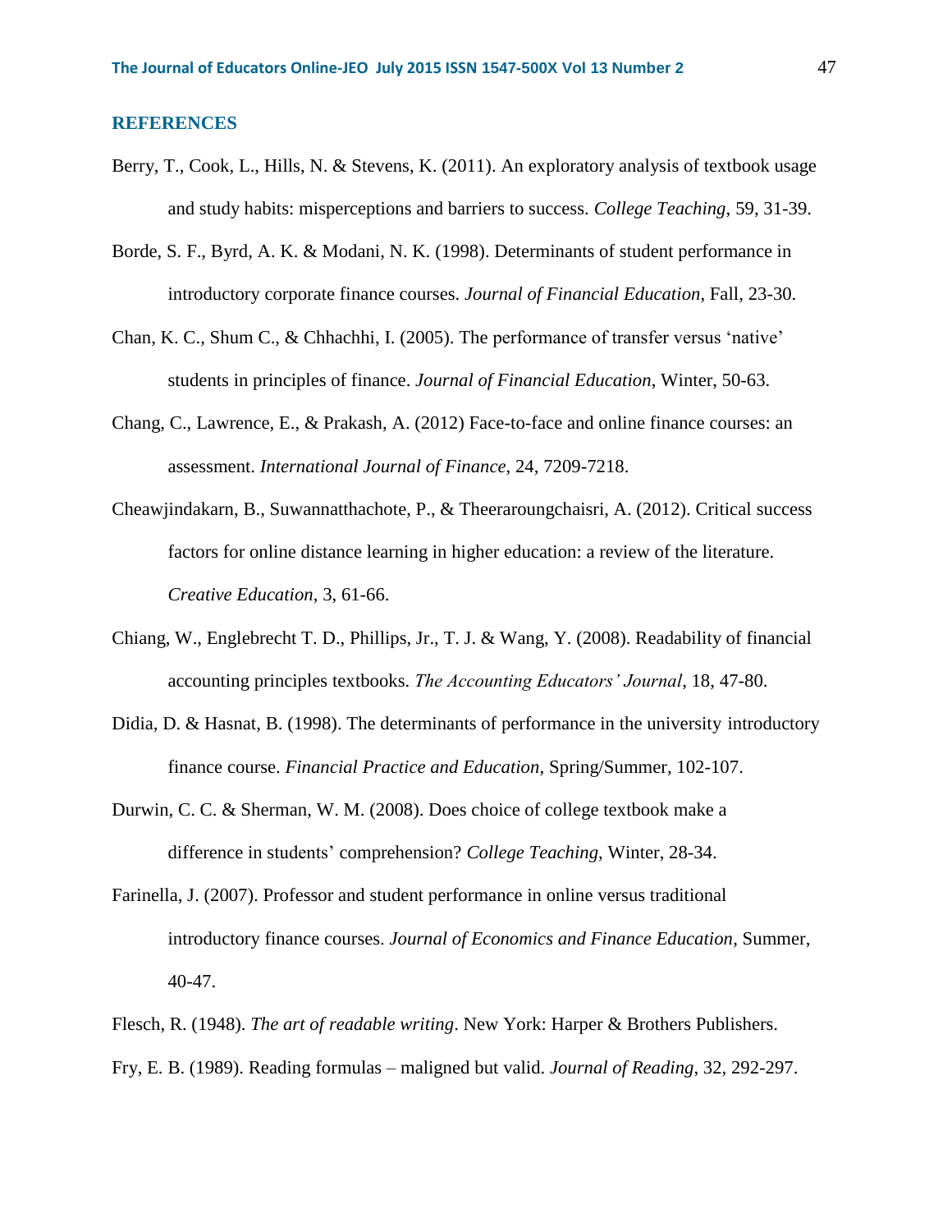## REFERENCES

Berry, T., Cook, L., Hills, N. & Stevens, K. (2011). An exploratory analysis of textbook usage and study habits: misperceptions and barriers to success. *College Teaching*, 59, 31-39.

Borde, S. F., Byrd, A. K. & Modani, N. K. (1998). Determinants of student performance in introductory corporate finance courses. *Journal of Financial Education*, Fall, 23-30.

Chan, K. C., Shum C., & Chhachhi, I. (2005). The performance of transfer versus 'native' students in principles of finance. *Journal of Financial Education*, Winter, 50-63.

Chang, C., Lawrence, E., & Prakash, A. (2012) Face-to-face and online finance courses: an assessment. *International Journal of Finance*, 24, 7209-7218.

Cheawjindakarn, B., Suwannatthachote, P., & Theeraroungchaisri, A. (2012). Critical success factors for online distance learning in higher education: a review of the literature. *Creative Education*, 3, 61-66.

Chiang, W., Englebrecht T. D., Phillips, Jr., T. J. & Wang, Y. (2008). Readability of financial accounting principles textbooks. *The Accounting Educators' Journal*, 18, 47-80.

Didia, D. & Hasnat, B. (1998). The determinants of performance in the university introductory finance course. *Financial Practice and Education*, Spring/Summer, 102-107.

Durwin, C. C. & Sherman, W. M. (2008). Does choice of college textbook make a difference in students' comprehension? *College Teaching*, Winter, 28-34.

Farinella, J. (2007). Professor and student performance in online versus traditional introductory finance courses. *Journal of Economics and Finance Education*, Summer, 40-47.

Flesch, R. (1948). *The art of readable writing*. New York: Harper & Brothers Publishers.

Fry, E. B. (1989). Reading formulas – maligned but valid. *Journal of Reading*, 32, 292-297.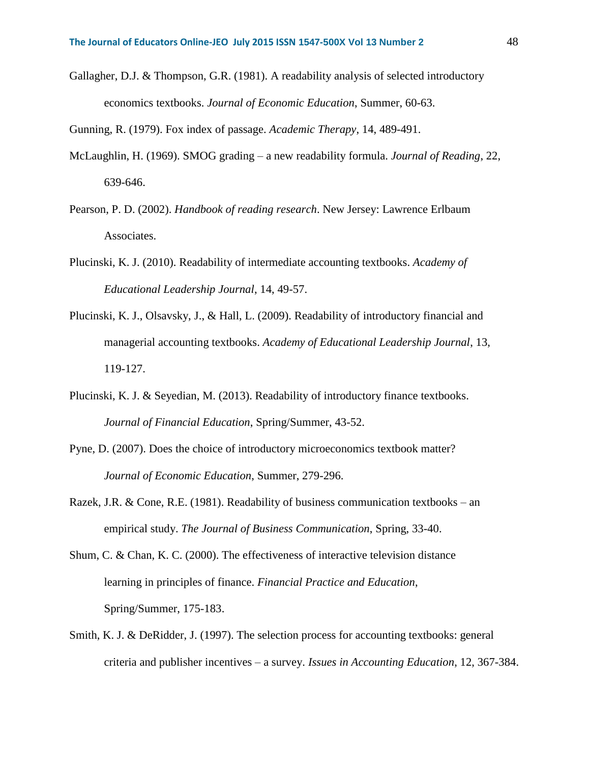Gallagher, D.J. & Thompson, G.R. (1981). A readability analysis of selected introductory economics textbooks. *Journal of Economic Education*, Summer, 60-63.

Gunning, R. (1979). Fox index of passage. *Academic Therapy*, 14, 489-491.

McLaughlin, H. (1969). SMOG grading – a new readability formula. *Journal of Reading*, 22, 639-646.

Pearson, P. D. (2002). *Handbook of reading research*. New Jersey: Lawrence Erlbaum Associates.

Plucinski, K. J. (2010). Readability of intermediate accounting textbooks. *Academy of Educational Leadership Journal*, 14, 49-57.

Plucinski, K. J., Olsavsky, J., & Hall, L. (2009). Readability of introductory financial and managerial accounting textbooks. *Academy of Educational Leadership Journal*, 13, 119-127.

Plucinski, K. J. & Seyedian, M. (2013). Readability of introductory finance textbooks. *Journal of Financial Education*, Spring/Summer, 43-52.

Pyne, D. (2007). Does the choice of introductory microeconomics textbook matter? *Journal of Economic Education*, Summer, 279-296.

Razek, J.R. & Cone, R.E. (1981). Readability of business communication textbooks – an empirical study. *The Journal of Business Communication*, Spring, 33-40.

Shum, C. & Chan, K. C. (2000). The effectiveness of interactive television distance learning in principles of finance. *Financial Practice and Education*, Spring/Summer, 175-183.

Smith, K. J. & DeRidder, J. (1997). The selection process for accounting textbooks: general criteria and publisher incentives – a survey. *Issues in Accounting Education*, 12, 367-384.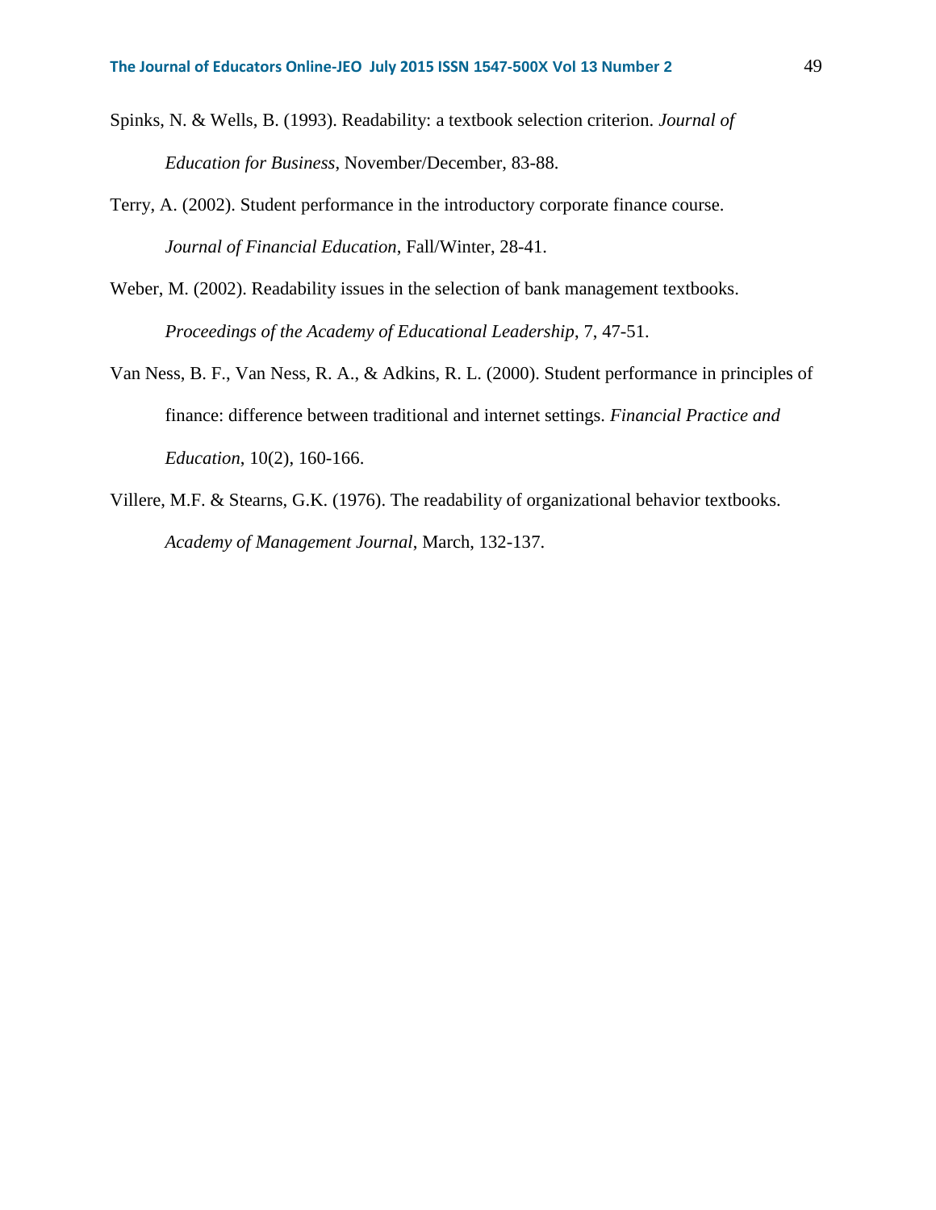Spinks, N. & Wells, B. (1993). Readability: a textbook selection criterion. *Journal of Education for Business*, November/December, 83-88.

Terry, A. (2002). Student performance in the introductory corporate finance course. *Journal of Financial Education*, Fall/Winter, 28-41.

Weber, M. (2002). Readability issues in the selection of bank management textbooks. *Proceedings of the Academy of Educational Leadership*, 7, 47-51.

Van Ness, B. F., Van Ness, R. A., & Adkins, R. L. (2000). Student performance in principles of finance: difference between traditional and internet settings. *Financial Practice and Education*, 10(2), 160-166.

Villere, M.F. & Stearns, G.K. (1976). The readability of organizational behavior textbooks. *Academy of Management Journal*, March, 132-137.